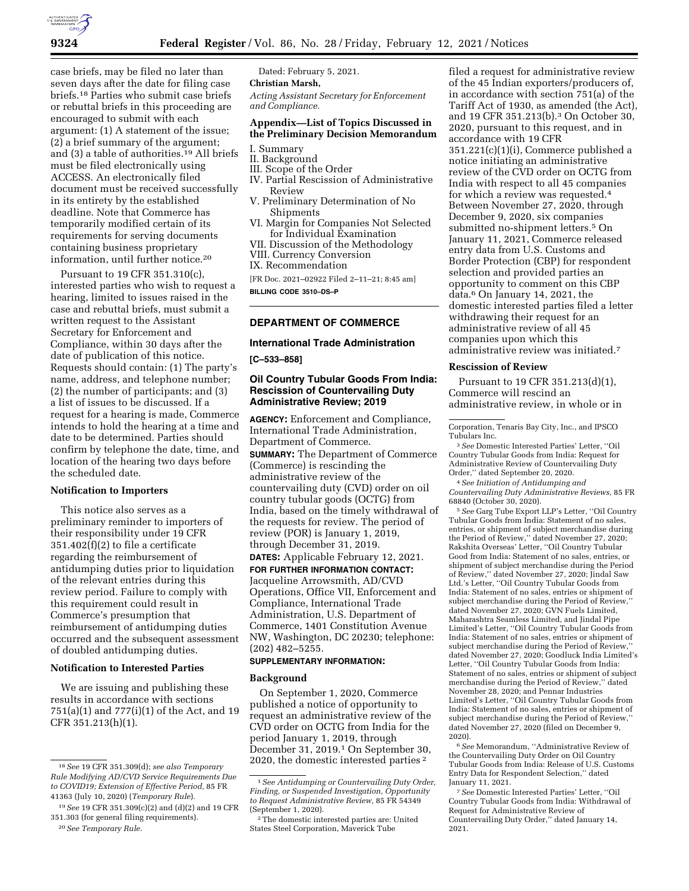case briefs, may be filed no later than seven days after the date for filing case briefs.[18] Parties who submit case briefs or rebuttal briefs in this proceeding are encouraged to submit with each argument: (1) A statement of the issue; (2) a brief summary of the argument; and (3) a table of authorities.[19] All briefs must be filed electronically using ACCESS. An electronically filed document must be received successfully in its entirety by the established deadline. Note that Commerce has temporarily modified certain of its requirements for serving documents containing business proprietary information, until further notice.[20]

Pursuant to 19 CFR 351.310(c), interested parties who wish to request a hearing, limited to issues raised in the case and rebuttal briefs, must submit a written request to the Assistant Secretary for Enforcement and Compliance, within 30 days after the date of publication of this notice. Requests should contain: (1) The party's name, address, and telephone number; (2) the number of participants; and (3) a list of issues to be discussed. If a request for a hearing is made, Commerce intends to hold the hearing at a time and date to be determined. Parties should confirm by telephone the date, time, and location of the hearing two days before the scheduled date.

**Notification to Importers**

This notice also serves as a preliminary reminder to importers of their responsibility under 19 CFR 351.402(f)(2) to file a certificate regarding the reimbursement of antidumping duties prior to liquidation of the relevant entries during this review period. Failure to comply with this requirement could result in Commerce's presumption that reimbursement of antidumping duties occurred and the subsequent assessment of doubled antidumping duties.

**Notification to Interested Parties**

We are issuing and publishing these results in accordance with sections 751(a)(1) and 777(i)(1) of the Act, and 19 CFR 351.213(h)(1).

[18] *See* 19 CFR 351.309(d); *see also Temporary Rule Modifying AD/CVD Service Requirements Due to COVID19; Extension of Effective Period,* 85 FR 41363 (July 10, 2020) (*Temporary Rule*).

[19] *See* 19 CFR 351.309(c)(2) and (d)(2) and 19 CFR 351.303 (for general filing requirements).

[20] *See Temporary Rule.*

Dated: February 5, 2021.

**Christian Marsh,**

*Acting Assistant Secretary for Enforcement and Compliance.*

**Appendix—List of Topics Discussed in the Preliminary Decision Memorandum**

I. Summary
II. Background
III. Scope of the Order
IV. Partial Rescission of Administrative Review
V. Preliminary Determination of No Shipments
VI. Margin for Companies Not Selected for Individual Examination
VII. Discussion of the Methodology
VIII. Currency Conversion
IX. Recommendation

[FR Doc. 2021–02922 Filed 2–11–21; 8:45 am]

**BILLING CODE 3510–DS–P**

**DEPARTMENT OF COMMERCE**

**International Trade Administration**

**[C–533–858]**

## Oil Country Tubular Goods From India: Rescission of Countervailing Duty Administrative Review; 2019

**AGENCY:** Enforcement and Compliance, International Trade Administration, Department of Commerce.

**SUMMARY:** The Department of Commerce (Commerce) is rescinding the administrative review of the countervailing duty (CVD) order on oil country tubular goods (OCTG) from India, based on the timely withdrawal of the requests for review. The period of review (POR) is January 1, 2019, through December 31, 2019.

**DATES:** Applicable February 12, 2021.

**FOR FURTHER INFORMATION CONTACT:** Jacqueline Arrowsmith, AD/CVD Operations, Office VII, Enforcement and Compliance, International Trade Administration, U.S. Department of Commerce, 1401 Constitution Avenue NW, Washington, DC 20230; telephone: (202) 482–5255.

**SUPPLEMENTARY INFORMATION:**

**Background**

On September 1, 2020, Commerce published a notice of opportunity to request an administrative review of the CVD order on OCTG from India for the period January 1, 2019, through December 31, 2019.[1] On September 30, 2020, the domestic interested parties [2] filed a request for administrative review of the 45 Indian exporters/producers of, in accordance with section 751(a) of the Tariff Act of 1930, as amended (the Act), and 19 CFR 351.213(b).[3] On October 30, 2020, pursuant to this request, and in accordance with 19 CFR 351.221(c)(1)(i), Commerce published a notice initiating an administrative review of the CVD order on OCTG from India with respect to all 45 companies for which a review was requested.[4] Between November 27, 2020, through December 9, 2020, six companies submitted no-shipment letters.[5] On January 11, 2021, Commerce released entry data from U.S. Customs and Border Protection (CBP) for respondent selection and provided parties an opportunity to comment on this CBP data.[6] On January 14, 2021, the domestic interested parties filed a letter withdrawing their request for an administrative review of all 45 companies upon which this administrative review was initiated.[7]

**Rescission of Review**

Pursuant to 19 CFR 351.213(d)(1), Commerce will rescind an administrative review, in whole or in

[1] *See Antidumping or Countervailing Duty Order, Finding, or Suspended Investigation, Opportunity to Request Administrative Review,* 85 FR 54349 (September 1, 2020).

[2] The domestic interested parties are: United States Steel Corporation, Maverick Tube Corporation, Tenaris Bay City, Inc., and IPSCO Tubulars Inc.

[3] *See* Domestic Interested Parties' Letter, "Oil Country Tubular Goods from India: Request for Administrative Review of Countervailing Duty Order," dated September 20, 2020.

[4] *See Initiation of Antidumping and Countervailing Duty Administrative Reviews,* 85 FR 68840 (October 30, 2020).

[5] *See* Garg Tube Export LLP's Letter, "Oil Country Tubular Goods from India: Statement of no sales, entries, or shipment of subject merchandise during the Period of Review," dated November 27, 2020; Rakshita Overseas' Letter, "Oil Country Tubular Good from India: Statement of no sales, entries, or shipment of subject merchandise during the Period of Review," dated November 27, 2020; Jindal Saw Ltd.'s Letter, "Oil Country Tubular Goods from India: Statement of no sales, entries or shipment of subject merchandise during the Period of Review," dated November 27, 2020; GVN Fuels Limited, Maharashtra Seamless Limited, and Jindal Pipe Limited's Letter, "Oil Country Tubular Goods from India: Statement of no sales, entries or shipment of subject merchandise during the Period of Review," dated November 27, 2020; Goodluck India Limited's Letter, "Oil Country Tubular Goods from India: Statement of no sales, entries or shipment of subject merchandise during the Period of Review," dated November 28, 2020; and Pennar Industries Limited's Letter, "Oil Country Tubular Goods from India: Statement of no sales, entries or shipment of subject merchandise during the Period of Review," dated November 27, 2020 (filed on December 9, 2020).

[6] *See* Memorandum, "Administrative Review of the Countervailing Duty Order on Oil Country Tubular Goods from India: Release of U.S. Customs Entry Data for Respondent Selection," dated January 11, 2021.

[7] *See* Domestic Interested Parties' Letter, "Oil Country Tubular Goods from India: Withdrawal of Request for Administrative Review of Countervailing Duty Order," dated January 14, 2021.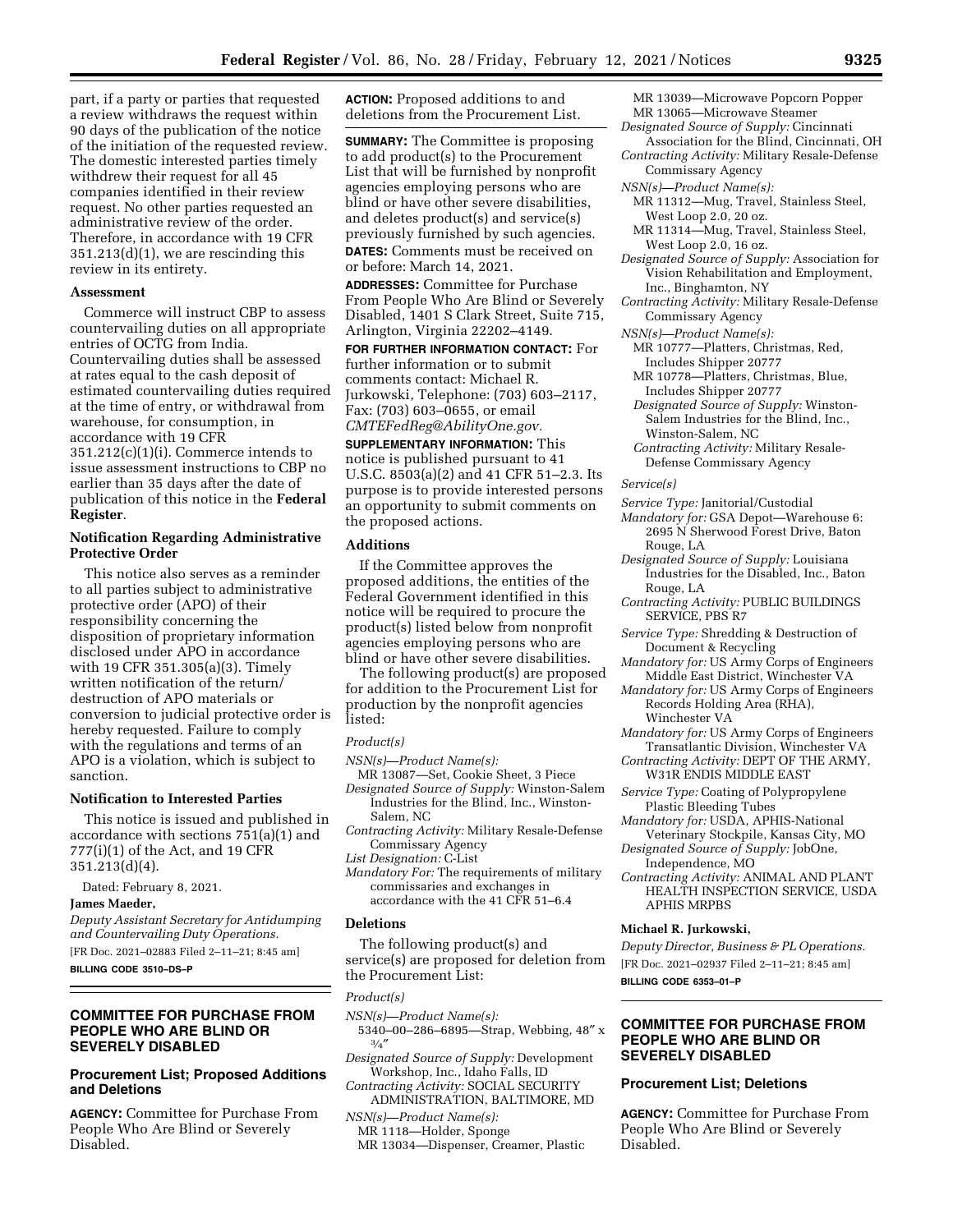part, if a party or parties that requested a review withdraws the request within 90 days of the publication of the notice of the initiation of the requested review. The domestic interested parties timely withdrew their request for all 45 companies identified in their review request. No other parties requested an administrative review of the order. Therefore, in accordance with 19 CFR 351.213(d)(1), we are rescinding this review in its entirety.

### Assessment

Commerce will instruct CBP to assess countervailing duties on all appropriate entries of OCTG from India. Countervailing duties shall be assessed at rates equal to the cash deposit of estimated countervailing duties required at the time of entry, or withdrawal from warehouse, for consumption, in accordance with 19 CFR 351.212(c)(1)(i). Commerce intends to issue assessment instructions to CBP no earlier than 35 days after the date of publication of this notice in the **Federal Register**.

### Notification Regarding Administrative Protective Order

This notice also serves as a reminder to all parties subject to administrative protective order (APO) of their responsibility concerning the disposition of proprietary information disclosed under APO in accordance with 19 CFR 351.305(a)(3). Timely written notification of the return/destruction of APO materials or conversion to judicial protective order is hereby requested. Failure to comply with the regulations and terms of an APO is a violation, which is subject to sanction.

### Notification to Interested Parties

This notice is issued and published in accordance with sections 751(a)(1) and 777(i)(1) of the Act, and 19 CFR 351.213(d)(4).

Dated: February 8, 2021.

**James Maeder,**

*Deputy Assistant Secretary for Antidumping and Countervailing Duty Operations.*

[FR Doc. 2021–02883 Filed 2–11–21; 8:45 am]

**BILLING CODE 3510–DS–P**

## COMMITTEE FOR PURCHASE FROM PEOPLE WHO ARE BLIND OR SEVERELY DISABLED

### Procurement List; Proposed Additions and Deletions

**AGENCY:** Committee for Purchase From People Who Are Blind or Severely Disabled.

**ACTION:** Proposed additions to and deletions from the Procurement List.

**SUMMARY:** The Committee is proposing to add product(s) to the Procurement List that will be furnished by nonprofit agencies employing persons who are blind or have other severe disabilities, and deletes product(s) and service(s) previously furnished by such agencies.

**DATES:** Comments must be received on or before: March 14, 2021.

**ADDRESSES:** Committee for Purchase From People Who Are Blind or Severely Disabled, 1401 S Clark Street, Suite 715, Arlington, Virginia 22202–4149.

**FOR FURTHER INFORMATION CONTACT:** For further information or to submit comments contact: Michael R. Jurkowski, Telephone: (703) 603–2117, Fax: (703) 603–0655, or email *CMTEFedReg@AbilityOne.gov.*

**SUPPLEMENTARY INFORMATION:** This notice is published pursuant to 41 U.S.C. 8503(a)(2) and 41 CFR 51–2.3. Its purpose is to provide interested persons an opportunity to submit comments on the proposed actions.

### Additions

If the Committee approves the proposed additions, the entities of the Federal Government identified in this notice will be required to procure the product(s) listed below from nonprofit agencies employing persons who are blind or have other severe disabilities.

The following product(s) are proposed for addition to the Procurement List for production by the nonprofit agencies listed:

*Product(s)*

*NSN(s)—Product Name(s):*
MR 13087—Set, Cookie Sheet, 3 Piece

*Designated Source of Supply:* Winston-Salem Industries for the Blind, Inc., Winston-Salem, NC

*Contracting Activity:* Military Resale-Defense Commissary Agency

*List Designation:* C-List

*Mandatory For:* The requirements of military commissaries and exchanges in accordance with the 41 CFR 51–6.4

### Deletions

The following product(s) and service(s) are proposed for deletion from the Procurement List:

*Product(s)*

*NSN(s)—Product Name(s):*
5340–00–286–6895—Strap, Webbing, 48″ x 3/4″

*Designated Source of Supply:* Development Workshop, Inc., Idaho Falls, ID

*Contracting Activity:* SOCIAL SECURITY ADMINISTRATION, BALTIMORE, MD

*NSN(s)—Product Name(s):*
MR 1118—Holder, Sponge
MR 13034—Dispenser, Creamer, Plastic
MR 13039—Microwave Popcorn Popper
MR 13065—Microwave Steamer

*Designated Source of Supply:* Cincinnati Association for the Blind, Cincinnati, OH

*Contracting Activity:* Military Resale-Defense Commissary Agency

*NSN(s)—Product Name(s):*
MR 11312—Mug, Travel, Stainless Steel, West Loop 2.0, 20 oz.
MR 11314—Mug, Travel, Stainless Steel, West Loop 2.0, 16 oz.

*Designated Source of Supply:* Association for Vision Rehabilitation and Employment, Inc., Binghamton, NY

*Contracting Activity:* Military Resale-Defense Commissary Agency

*NSN(s)—Product Name(s):*
MR 10777—Platters, Christmas, Red, Includes Shipper 20777
MR 10778—Platters, Christmas, Blue, Includes Shipper 20777

*Designated Source of Supply:* Winston-Salem Industries for the Blind, Inc., Winston-Salem, NC

*Contracting Activity:* Military Resale-Defense Commissary Agency

*Service(s)*

*Service Type:* Janitorial/Custodial

*Mandatory for:* GSA Depot—Warehouse 6: 2695 N Sherwood Forest Drive, Baton Rouge, LA

*Designated Source of Supply:* Louisiana Industries for the Disabled, Inc., Baton Rouge, LA

*Contracting Activity:* PUBLIC BUILDINGS SERVICE, PBS R7

*Service Type:* Shredding & Destruction of Document & Recycling

*Mandatory for:* US Army Corps of Engineers Middle East District, Winchester VA

*Mandatory for:* US Army Corps of Engineers Records Holding Area (RHA), Winchester VA

*Mandatory for:* US Army Corps of Engineers Transatlantic Division, Winchester VA

*Contracting Activity:* DEPT OF THE ARMY, W31R ENDIS MIDDLE EAST

*Service Type:* Coating of Polypropylene Plastic Bleeding Tubes

*Mandatory for:* USDA, APHIS-National Veterinary Stockpile, Kansas City, MO

*Designated Source of Supply:* JobOne, Independence, MO

*Contracting Activity:* ANIMAL AND PLANT HEALTH INSPECTION SERVICE, USDA APHIS MRPBS

**Michael R. Jurkowski,**

*Deputy Director, Business & PL Operations.*

[FR Doc. 2021–02937 Filed 2–11–21; 8:45 am]

**BILLING CODE 6353–01–P**

## COMMITTEE FOR PURCHASE FROM PEOPLE WHO ARE BLIND OR SEVERELY DISABLED

### Procurement List; Deletions

**AGENCY:** Committee for Purchase From People Who Are Blind or Severely Disabled.